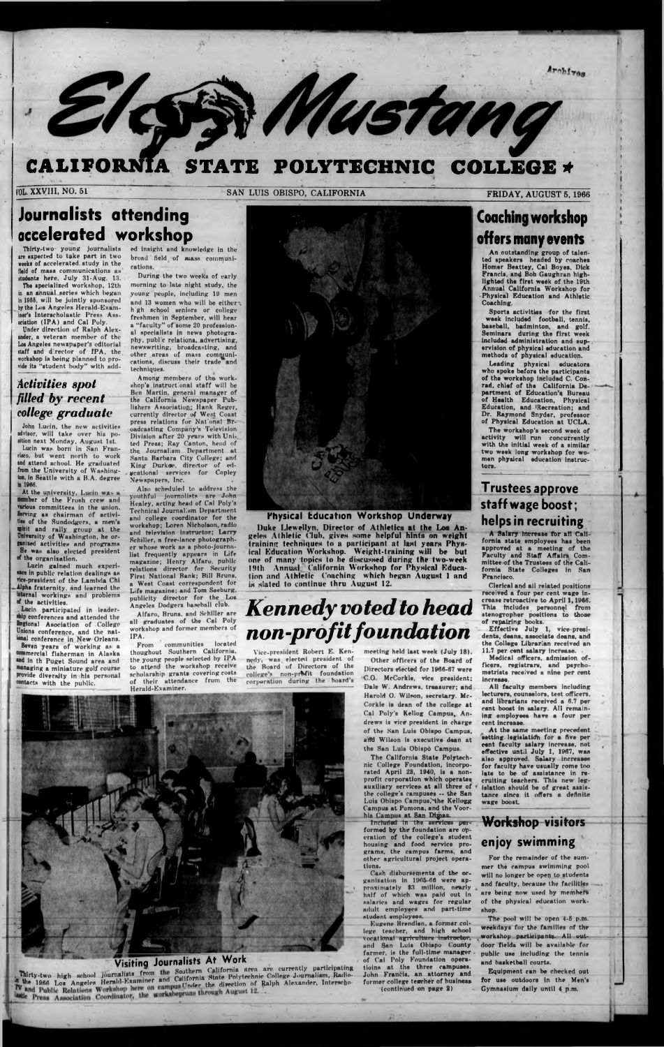# El Mustang

## CALIFORNIA STATE POLYTECHNIC COLLEGE

VOL. XXVIII, NO. 51 — SAN LUIS OBISPO, CALIFORNIA — FRIDAY, AUGUST 5, 1966

## Journalists attending accelerated workshop

Thirty-two young journalists are expected to take part in two weeks of accelerated study in the field of mass communications as students here, July 31-Aug. 13.

The specialized workshop, 12th in an annual series which began in 1955, will be jointly sponsored by the Los Angeles Herald-Examiner's Interscholastic Press Association (IPA) and Cal Poly.

Under direction of Ralph Alexander, a veteran member of the Los Angeles newspaper's editorial staff and director of IPA, the workshop is being planned to provide its "student body" with added insight and knowledge in the broad field of mass communications.

During the two weeks of early morning to late night study, the young people, including 19 men and 13 women who will be either high school seniors or college freshmen in September, will hear a "faculty" of some 20 professional specialists in news photography, public relations, advertising, newswriting, broadcasting, and other areas of mass communications, discuss their trade and techniques.

Among members of the workshop's instructional staff will be Ben Martin, general manager of the California Newspaper Publishers Association; Hank Reger, currently director of West Coast press relations for National Broadcasting Company's Television Division after 20 years with United Press; Ray Canton, head of the Journalism Department at Santa Barbara City College; and King Durkee, director of educational services for Copley Newspapers, Inc.

Also scheduled to address the youthful journalists are John Healey, acting head of Cal Poly's Technical Journalism Department and college coordinator for the workshop; Loren Nicholson, radio and television instructor; Larry Schiller, a free-lance photographer whose work as a photo-journalist frequently appears in Life magazine; Henry Alfaro, public relations director for Security First National Bank; Bill Bruns, a West Coast correspondent for Life magazine; and Tom Seeburg, publicity director for the Los Angeles Dodgers baseball club.

Alfaro, Bruns, and Schiller are all graduates of the Cal Poly workshop and former members of IPA.

From communities located thoughout Southern California, the young people selected by IPA to attend the workshop receive scholarship grants covering costs of their attendance from the Herald-Examiner.

## *Activities spot filled by recent college graduate*

John Lucin, the new activities advisor, will take over his position next Monday, August 1st.

Lucin was born in San Francisco, but went north to work and attend school. He graduated from the University of Washington, in Seattle with a B.A. degree in 1966.

At the university, Lucin was a member of the Frosh crew and various committees in the union. Serving as chairman of activities of the Sundodgers, a men's spirit and rally group at the University of Washington, he organized activities and programs. He was also elected president of the organization.

Lucin gained much experience in public relation dealings as vice-president of the Lambda Chi Alpha fraternity, and learned the internal workings and problems of the activities.

Lucin participated in leadership conferences and attended the Regional Association of College Unions conference, and the national conference in New Orleans.

Seven years of working as a commercial fisherman in Alaska and in Puget Sound area and managing a miniature golf course provide diversity in his personal contacts with the public.

**Physical Education Workshop Underway**

Duke Llewellyn, Director of Athletics at the Los Angeles Athletic Club, gives some helpful hints on weight training techniques to a participant at last years Physical Education Workshop. Weight-training will be but one of many topics to be discussed during the two-week 19th Annual California Workshop for Physical Education and Athletic Coaching which began August 1 and is slated to continue thru August 12.

# *Kennedy voted to head non-profit foundation*

Vice-president Robert E. Kennedy, was elected president of the Board of Directors of the college's non-profit foundation corporation during the board's meeting held last week (July 18).

Other officers of the Board of Directors elected for 1966-67 were C.O. McCorkle, vice president; Dale W. Andrews, treasurer; and Harold O. Wilson, secretary. McCorkle is dean of the college at Cal Poly's Kellog Campus, Andrews is vice president in charge of the San Luis Obispo Campus, and Wilson is executive dean at the San Luis Obispo Campus.

The California State Polytechnic College Foundation, incorporated April 29, 1940, is a non-profit corporation which operates auxiliary services at all three of the college's campuses -- the San Luis Obispo Campus, the Kellogg Campus at Pomona, and the Voorhis Campus at San Dimas.

Included in the services performed by the foundation are operation of the college's student housing and food service programs, the campus farms, and other agricultural project operations.

Cash disbursements of the organization in 1965-66 were approximately $3 million, nearly half of which was paid out in salaries and wages for regular adult employees and part-time student employees.

Eugene Brendlen, a former college teacher, and high school vocational agriculture instructor, and San Luis Obispo County farmer, is the full-time manager of Cal Poly Foundation operations at the three campuses. John Francis, an attorney and former college teacher of business

(continued on page 2)

**Visiting Journalists At Work**

Thirty-two high school journalists from the Southern California area are currently participating in the 1966 Los Angeles Herald-Examiner and California State Polytechnic College Journalism, Radio-TV and Public Relations Workshop here on campus. Under the direction of Ralph Alexander, Interscholastic Press Association Coordinator, the workshop runs through August 12.

## Coaching workshop offers many events

An outstanding group of talented speakers headed by coaches Homer Beattey, Cal Boyes, Dick Francis, and Bob Gaughran highlighted the first week of the 19th Annual California Workshop for Physical Education and Athletic Coaching.

Sports activities for the first week included football, tennis, baseball, badminton, and golf. Seminars during the first week included administration and supervision of physical education and methods of physical education.

Leading physical educators who spoke before the participants of the workshop included C. Conrad, chief of the California Department of Education's Bureau of Health Education, Physical Education, and Recreation; and Dr. Raymond Snyder, professor of Physical Education at UCLA.

The workshop's second week of activity will run concurrently with the initial week of a similar two week long workshop for women physical education instructors.

## Trustees approve staff wage boost; helps in recruiting

A Salary increase for all California state employees has been approved at a meeting of the Faculty and Staff Affairs Committee of the Trustees of the California State Colleges in San Francisco.

Clerical and all related positions received a four per cent wage increase retroactive to April 1, 1966. This includes personnel from stenographer positions to those of repairing books.

Effective July 1, vice-presidents, deans, associate deans, and the College Librarian received an 11.7 per cent salary increase.

Medical officers, admission officers, registrars, and psychometrists received a nine per cent increase.

All faculty members including lecturers, counselors, test officers, and librarians received a 6.7 per cent boost in salary. All remaining employees have a four per cent increase.

At the same meeting precedent setting legislation for a five per cent faculty salary increase, not effective until July 1, 1967, was also approved. Salary increases for faculty have usually come too late to be of assistance in recruiting teachers. This new legislation should be of great assistance since it offers a definite wage boost.

## Workshop visitors enjoy swimming

For the remainder of the summer the campus swimming pool will no longer be open to students and faculty, because the facilities are being now used by members of the physical education workshop.

The pool will be open 4-5 p.m. weekdays for the families of the workshop participants. All outdoor fields will be available for public use including the tennis and basketball courts.

Equipment can be checked out for use outdoors in the Men's Gymnasium daily until 4 p.m.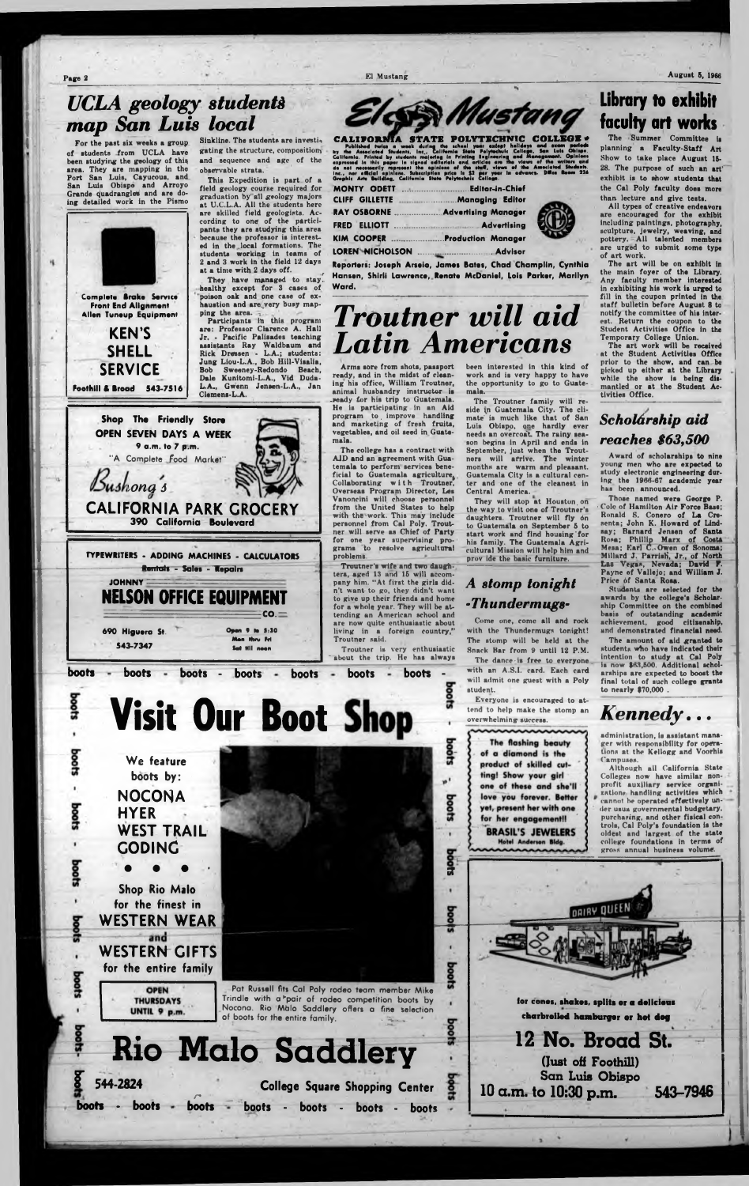## UCLA geology students map San Luis local

For the past six weeks a group of students from UCLA have been studying the geology of this area. They are mapping in the Port San Luis, Cayucous, and San Luis Obispo and Arroyo Grande quadrangles and are doing detailed work in the Pismo Sinkline. The students are investigating the structure, composition and sequence and age of the observable strata.

This Expedition is part of a field geology course required for graduation by all geology majors at U.C.L.A. All the students here are skilled field geologists. According to one of the participants they are studying this area because the professor is interested in the local formations. The students working in teams of 2 and 3 work in the field 12 days at a time with 2 days off.

They have managed to stay healthy except for 3 cases of poison oak and one case of exhaustion and are very busy mapping the area.

Participants in this program are: Professor Clarence A. Hall Jr. - Pacific Palisades teaching assistants Ray Waldbaum and Rick Dressen - L.A.; students: Jung Liou-L.A., Bob Hill-Visalia, Bob Sweeney-Redondo Beach, Dale Kunitomi-L.A., Vid Duda-L.A., Gwenn Jensen-L.A., Jan Clemens-L.A.

Complete Brake Service
Front End Alignment
Allen Tuneup Equipment
**KEN'S SHELL SERVICE**
Foothill & Broad 543-7516

Shop The Friendly Store
OPEN SEVEN DAYS A WEEK
9 a.m. to 7 p.m.
"A Complete Food Market"
Bushong's
**CALIFORNIA PARK GROCERY**
390 California Boulevard

TYPEWRITERS - ADDING MACHINES - CALCULATORS
Rentals - Sales - Repairs
JOHNNY
**NELSON OFFICE EQUIPMENT CO.**
690 Higuera St. 543-7347
Open 9 to 5:30 Mon thru Fri
Sat till noon

# El Mustang

CALIFORNIA STATE POLYTECHNIC COLLEGE

Published twice a week during the school year except holidays and exam periods by the Associated Students, Inc., California State Polytechnic College, San Luis Obispo, California. Printed by students majoring in Printing Engineering and Management. Opinions expressed in this paper in signed editorials and articles are the views of the writers and do not necessarily represent the opinions of the staff, views of the Associated Students, Inc., nor official opinions. Subscription price is $2 per year in advance. Office Room 226 Graphic Arts Building, California State Polytechnic College.

MONTY ODETT ..... Editor-in-Chief
CLIFF GILLETTE ..... Managing Editor
RAY OSBORNE ..... Advertising Manager
FRED ELLIOTT ..... Advertising
KIM COOPER ..... Production Manager
LOREN NICHOLSON ..... Advisor

Reporters: Joseph Arseio, James Bates, Chad Champlin, Cynthia Hansen, Shirli Lawrence, Renate McDaniel, Lois Parker, Marilyn Ward.

# Troutner will aid Latin Americans

Arms sore from shots, passport ready, and in the midst of cleaning his office, William Troutner, animal husbandry instructor is ready for his trip to Guatemala. He is participating in an Aid program to improve handling and marketing of fresh fruits, vegetables, and oil seed in Guatemala.

The college has a contract with AID and an agreement with Guatemala to perform services beneficial to Guatemala agriculture. Collaborating with Troutner, Overseas Program Director, Les Vanoncini will choose personnel from the United States to help with the work. This may include personnel from Cal Poly. Troutner will serve as Chief of Party for one year supervising programs to resolve agricultural problems.

Troutner's wife and two daughters, aged 13 and 15 will accompany him. "At first the girls didn't want to go, they didn't want to give up their friends and home for a whole year. They will be attending an American school and are now quite enthusiastic about living in a foreign country," Troutner said.

Troutner is very enthusiastic about the trip. He has always been interested in this kind of work and is very happy to have the opportunity to go to Guatemala.

The Troutner family will reside in Guatemala City. The climate is much like that of San Luis Obispo, one hardly ever needs an overcoat. The rainy season begins in April and ends in September, just when the Troutners will arrive. The winter months are warm and pleasant. Guatemala City is a cultural center and one of the cleanest in Central America.

They will stop at Houston on the way to visit one of Troutner's daughters. Troutner will fly on to Guatemala on September 5 to start work and find housing for his family. The Guatemala Agricultural Mission will help him and provide the basic furniture.

## A stomp tonight -Thundermugs-

Come one, come all and rock with the Thundermugs tonight! The stomp will be held at the Snack Bar from 9 until 12 P.M.

The dance is free to everyone with an A.S.I. card. Each card will admit one guest with a Poly student.

Everyone is encouraged to attend to help make the stomp an overwhelming success.

The flashing beauty of a diamond is the product of skilled cutting! Show your girl one of these and she'll love you forever. Better yet, present her with one for her engagement!!
**BRASIL'S JEWELERS**
Hotel Anderson Bldg.

## Library to exhibit faculty art works

The Summer Committee is planning a Faculty-Staff Art Show to take place August 15-28. The purpose of such an art exhibit is to show students that the Cal Poly faculty does more than lecture and give tests.

All types of creative endeavors are encouraged for the exhibit including paintings, photography, sculpture, jewelry, weaving, and pottery. All talented members are urged to submit some type of art work.

The art will be on exhibit in the main foyer of the Library. Any faculty member interested in exhibiting his work is urged to fill in the coupon printed in the staff bulletin before August 8 to notify the committee of his interest. Return the coupon to the Student Activities Office in the Temporary College Union.

The art work will be received at the Student Activities Office prior to the show, and can be picked up either at the Library while the show is being dismantled or at the Student Activities Office.

## Scholarship aid reaches $63,500

Award of scholarships to nine young men who are expected to study electronic engineering during the 1966-67 academic year has been announced.

Those named were George P. Cole of Hamilton Air Force Base; Ronald S. Conero of La Cresenta; John K. Howard of Lindsay; Barnard Jensen of Santa Rosa; Phillip Marx of Costa Mesa; Earl C. Owen of Sonoma; Millard J. Parrish, Jr., of North Las Vegas, Nevada; David F. Payne of Vallejo; and William J. Price of Santa Rosa.

Students are selected for the awards by the college's Scholarship Committee on the combined basis of outstanding academic achievement, good citizenship, and demonstrated financial need.

The amount of aid granted to students who have indicated their intention to study at Cal Poly is now $63,500. Additional scholarships are expected to boost the final total of such college grants to nearly $70,000.

## Kennedy...

administration, is assistant manager with responsibility for operations at the Kellogg and Voorhis Campuses.

Although all California State Colleges now have similar nonprofit auxiliary service organizations handling activities which cannot be operated effectively under usual governmental budgetary, purchasing, and other fiscal controls, Cal Poly's foundation is the oldest and largest of the state college foundations in terms of gross annual business volume.

boots - boots - boots - boots - boots - boots - boots

# Visit Our Boot Shop

We feature boots by:
**NOCONA**
**HYER**
**WEST TRAIL**
**GODING**

Shop Rio Malo for the finest in **WESTERN WEAR** and **WESTERN GIFTS** for the entire family

OPEN THURSDAYS UNTIL 9 p.m.

Pat Russell fits Cal Poly rodeo team member Mike Trindle with a pair of rodeo competition boots by Nocona. Rio Malo Saddlery offers a fine selection of boots for the entire family.

# Rio Malo Saddlery

544-2824 College Square Shopping Center

DAIRY QUEEN

for cones, shakes, splits or a delicious charbroiled hamburger or hot dog

**12 No. Broad St.**
(Just off Foothill)
San Luis Obispo
10 a.m. to 10:30 p.m. 543-7946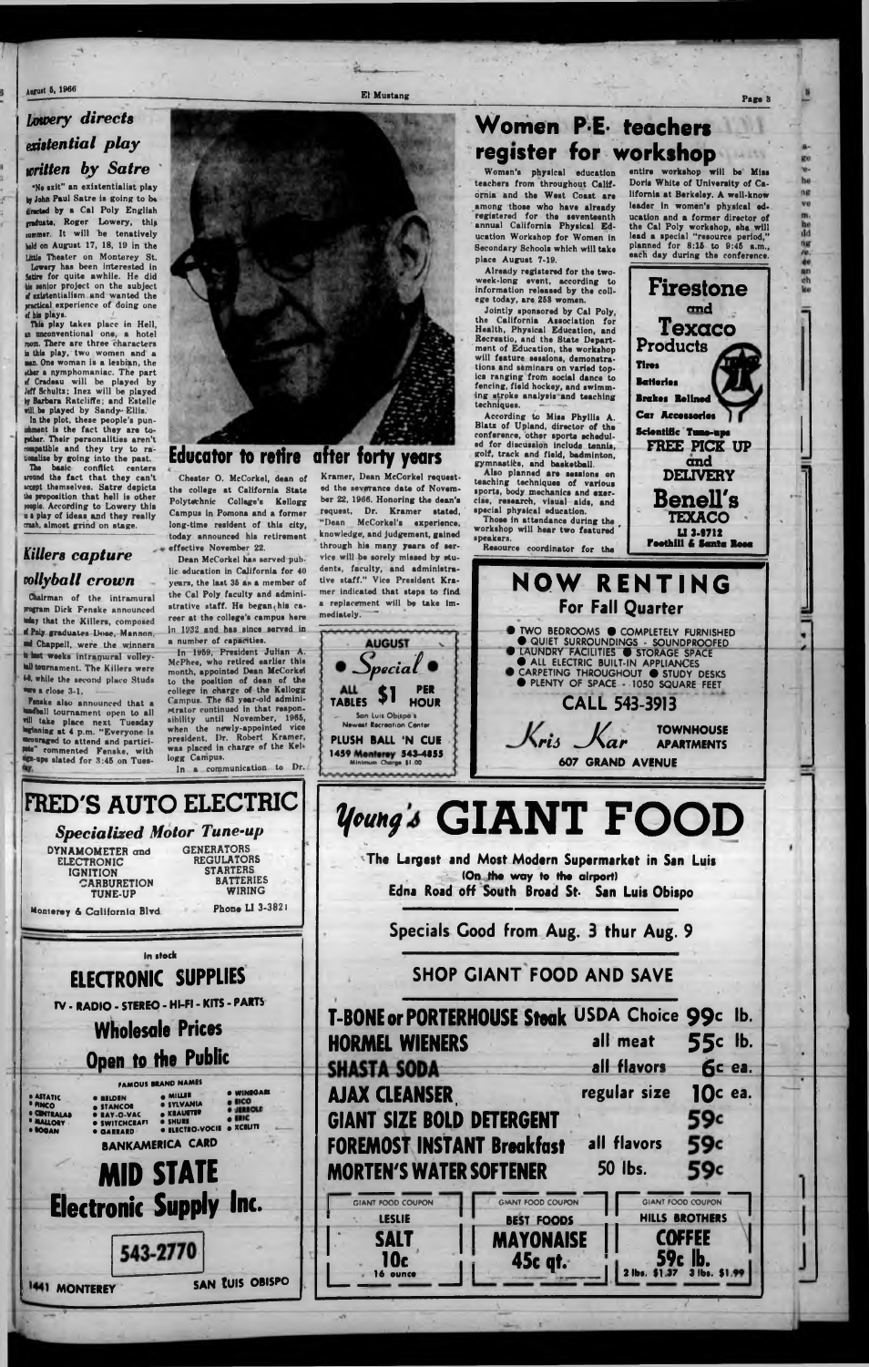## Lowery directs existential play written by Satre

"No exit" an existentialist play by John Paul Satre is going to be directed by a Cal Poly English graduate, Roger Lowery, this summer. It will be tentatively held on August 17, 18, 19 in the Little Theater on Monterey St.

Lowery has been interested in Satre for quite awhile. He did his senior project on the subject of existentialism and wanted the practical experience of doing one of his plays.

This play takes place in Hell, an unconventional one, a hotel room. There are three characters in this play, two women and a man. One woman is a lesbian, the other a nymphomaniac. The part of Cradeau will be played by Jeff Schultz; Inez will be played by Barbara Ratcliffe; and Estelle will be played by Sandy Ellis.

In the plot, these people's punishment is the fact they are together. Their personalities aren't compatible and they try to rationalize by going into the past.

The basic conflict centers around the fact that they can't accept themselves. Satre depicts the proposition that hell is other people. According to Lowery this is a play of ideas and they really crash, almost grind on stage.

## Killers capture volleyball crown

Chairman of the intramural program Dick Fenske announced today that the Killers, composed of Poly graduates Dose, Mannon, and Chappell, were the winners in last weeks intramural volleyball tournament. The Killers were 4-0, while the second place Studs were a close 3-1.

Fenske also announced that a handball tournament open to all will take place next Tuesday beginning at 4 p.m. "Everyone is encouraged to attend and participate" commented Fenske, with sign-ups slated for 3:45 on Tuesday.

## Educator to retire after forty years

Chester O. McCorkel, dean of the college at California State Polytechnic College's Kellogg Campus in Pomona and a former long-time resident of this city, today announced his retirement effective November 22.

Dean McCorkel has served public education in California for 40 years, the last 35 as a member of the Cal Poly faculty and administrative staff. He began his career at the college's campus here in 1932 and has since served in a number of capacities.

In 1959, President Julian A. McPhee, who retired earlier this month, appointed Dean McCorkel to the position of dean of the college in charge of the Kellogg Campus. The 63 year-old administrator continued in that responsibility until November, 1965, when the newly-appointed vice president, Dr. Robert Kramer, was placed in charge of the Kellogg Campus.

In a communication to Dr. Kramer, Dean McCorkel requested the severance date of November 22, 1966. Honoring the dean's request, Dr. Kramer stated, "Dean McCorkel's experience, knowledge, and judgement, gained through his many years of service will be sorely missed by students, faculty, and administrative staff." Vice President Kramer indicated that steps to find a replacement will be take immediately.

## Women P.E. teachers register for workshop

Women's physical education teachers from throughout California and the West Coast are among those who have already registered for the seventeenth annual California Physical Education Workshop for Women in Secondary Schools which will take place August 7-19.

Already registered for the two-week-long event, according to information released by the college today, are 258 women.

Jointly sponsored by Cal Poly, the California Association for Health, Physical Education, and Recreatio, and the State Department of Education, the workshop will feature sessions, demonstrations and seminars on varied topics ranging from social dance to fencing, field hockey, and swimming stroke analysis and teaching techniques.

According to Miss Phyllis A. Blatz of Upland, director of the conference, other sports scheduled for discussion include tennis, golf, track and field, badminton, gymnastics, and basketball.

Also planned are sessions on teaching techniques of various sports, body mechanics and exercise, research, visual aids, and special physical education.

Those in attendance during the workshop will hear two featured speakers.

Resource coordinator for the entire workshop will be Miss Doris White of University of California at Berkeley. A well-know leader in women's physical education and a former director of the Cal Poly workshop, she will lead a special "resource period," planned for 8:15 to 9:45 a.m., each day during the conference.

---

**AUGUST Special**
ALL TABLES $1 PER HOUR
San Luis Obispo's Newest Recreation Center
**PLUSH BALL 'N CUE**
1459 Monterey 543-4855
Minimum Charge $1.00

---

**Firestone and Texaco Products**
Tires
Batteries
Brakes Relined
Car Accessories
Scientific Tune-ups
FREE PICK UP and DELIVERY
**Benell's TEXACO**
LI 3-8712
Foothill & Santa Rosa

---

**NOW RENTING For Fall Quarter**
- TWO BEDROOMS ● COMPLETELY FURNISHED
- QUIET SURROUNDINGS - SOUNDPROOFED
- LAUNDRY FACILITIES ● STORAGE SPACE
- ALL ELECTRIC BUILT-IN APPLIANCES
- CARPETING THROUGHOUT ● STUDY DESKS
- PLENTY OF SPACE - 1050 SQUARE FEET

CALL 543-3913
**Kris Kar** TOWNHOUSE APARTMENTS
607 GRAND AVENUE

---

**FRED'S AUTO ELECTRIC**
*Specialized Motor Tune-up*
DYNAMOMETER and ELECTRONIC IGNITION CARBURETION TUNE-UP
GENERATORS REGULATORS STARTERS BATTERIES WIRING
Monterey & California Blvd — Phone LI 3-3821

---

In stock
**ELECTRONIC SUPPLIES**
TV - RADIO - STEREO - HI-FI - KITS - PARTS
**Wholesale Prices**
**Open to the Public**
FAMOUS BRAND NAMES
- ASTATIC ● BELDEN ● MILLER ● WINEGARD
- PINCO ● STANCOR ● SYLVANIA ● EICO
- CENTRALAB ● RAY-O-VAC ● KRAUETER ● JERROLD
- MALLORY ● SWITCHCRAFT ● SHURE ● ERIC
- BOGAN ● GARRARD ● ELECTRO-VOICE ● XCELITE

BANKAMERICA CARD
**MID STATE Electronic Supply Inc.**
543-2770
1441 MONTEREY — SAN LUIS OBISPO

---

**Young's GIANT FOOD**
The Largest and Most Modern Supermarket in San Luis
(On the way to the airport)
Edna Road off South Broad St. San Luis Obispo

Specials Good from Aug. 3 thur Aug. 9

SHOP GIANT FOOD AND SAVE

| Item | | Price |
|---|---|---|
| T-BONE or PORTERHOUSE Steak | USDA Choice | 99c lb. |
| HORMEL WIENERS | all meat | 55c lb. |
| SHASTA SODA | all flavors | 6c ea. |
| AJAX CLEANSER | regular size | 10c ea. |
| GIANT SIZE BOLD DETERGENT | | 59c |
| FOREMOST INSTANT Breakfast | all flavors | 59c |
| MORTEN'S WATER SOFTENER | 50 lbs. | 59c |

GIANT FOOD COUPON — LESLIE SALT 10c 16 ounce
GIANT FOOD COUPON — BEST FOODS MAYONAISE 45c qt.
GIANT FOOD COUPON — HILLS BROTHERS COFFEE 59c lb. 2 lbs. $1.37 3 lbs. $1.99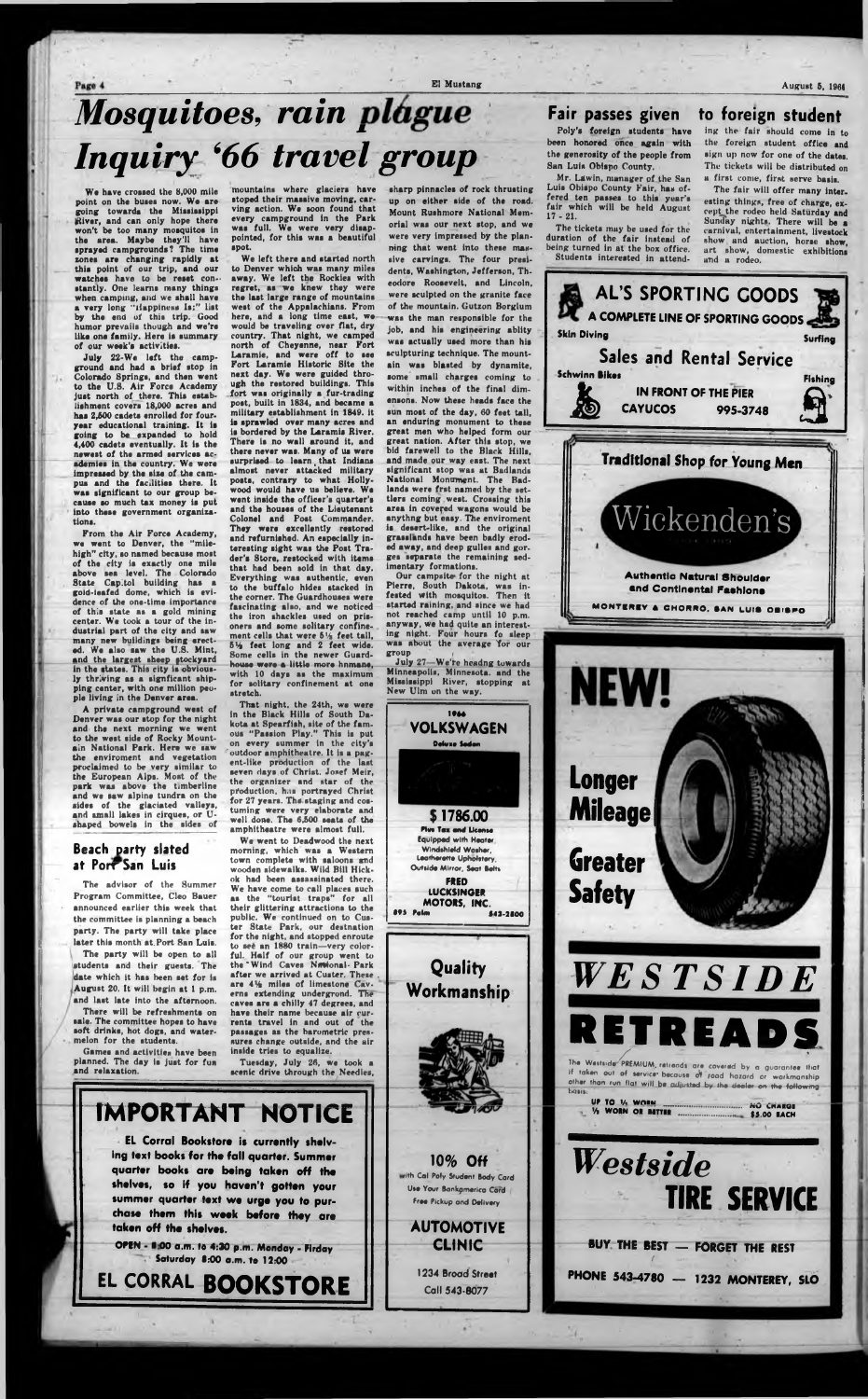# Mosquitoes, rain plague Inquiry '66 travel group

We have crossed the 8,000 mile point on the buses now. We are going towards the Mississippi River, and can only hope there won't be too many mosquitoes in the area. Maybe they'll have sprayed campgrounds? The time zones are changing rapidly at this point of our trip, and our watches have to be reset constantly. One learns many things when camping, and we shall have a very long "Happiness Is;" list by the end of this trip. Good humor prevails though and we're like one family. Here is summary of our week's activities.

July 22–We left the campground and had a brief stop in Colorado Springs, and then went to the U.S. Air Force Academy just north of there. This establishment covers 18,000 acres and has 2,500 cadets enrolled for four-year educational training. It is going to be expanded to hold 4,400 cadets eventually. It is the newest of the armed services academies in the country. We were impressed by the size of the campus and the facilities there. It was significant to our group because so much tax money is put into these government organizations.

From the Air Force Academy, we went to Denver, the "mile-high" city, so named because most of the city is exactly one mile above sea level. The Colorado State Capitol building has a gold-leafed dome, which is evidence of the one-time importance of this state as a gold mining center. We took a tour of the industrial part of the city and saw many new buildings being erected. We also saw the U.S. Mint, and the largest sheep stockyard in the states. This city is obviously thriving as a significant shipping center, with one million people living in the Denver area.

A private campground west of Denver was our stop for the night and the next morning we went to the west side of Rocky Mountain National Park. Here we saw the environment and vegetation proclaimed to be very similar to the European Alps. Most of the park was above the timberline and we saw alpine tundra on the sides of the glaciated valleys, and small lakes in cirques, or U-shaped bowels in the sides of mountains where glaciers have stoped their massive moving, carving action. We soon found that every campground in the Park was full. We were very disappointed, for this was a beautiful spot.

We left there and started north to Denver which was many miles away. We left the Rockies with regret, as we knew they were the last large range of mountains west of the Appalachians. From here, and a long time east, we would be traveling over flat, dry country. That night, we camped north of Cheyenne, near Fort Laramie, and were off to see Fort Laramie Historic Site the next day. We were guided through the restored buildings. This fort was originally a fur-trading post, built in 1834, and became a military establishment in 1849. It is sprawled over many acres and is bordered by the Laramie River. There is no wall around it, and there never was. Many of us were surprised to learn that Indians almost never attacked military posts, contrary to what Hollywood would have us believe. We went inside the officer's quarter's and the houses of the Lieutenant Colonel and Post Commander. They were excellently restored and refurnished. An especially interesting sight was the Post Trader's Store, restocked with items that had been sold in that day. Everything was authentic, even to the buffalo hides stacked in the corner. The Guardhouses were fascinating also, and we noticed the iron shackles used on prisoners and some solitary confinement cells that were 5½ feet tall, 5½ feet long and 2 feet wide. Some cells in the newer Guardhouse were a little more humane, with 10 days as the maximum for solitary confinement at one stretch.

That night, the 24th, we were in the Black Hills of South Dakota at Spearfish, site of the famous "Passion Play." This is put on every summer in the city's outdoor amphitheatre. It is a pageant-like production of the last seven days of Christ. Josef Meir, the organizer and star of the production, has portrayed Christ for 27 years. The staging and costuming were very elaborate and well done. The 6,500 seats of the amphitheatre were almost full.

We went to Deadwood the next morning, which was a Western town complete with saloons and wooden sidewalks. Wild Bill Hickok had been assassinated there. We have come to call places such as the "tourist traps" for all their glittering attractions to the public. We continued on to Custer State Park, our destnation for the night, and stopped enroute to see an 1880 train—very colorful. Half of our group went to the Wind Caves National Park after we arrived at Custer. These are 4½ miles of limestone Caverns extending undergrond. The caves are a chilly 47 degrees, and have their name because air currents travel in and out of the passages as the barometric pressures change outside, and the air inside tries to equalize.

Tuesday, July 26, we took a scenic drive through the Needles, sharp pinnacles of rock thrusting up on either side of the road. Mount Rushmore National Memorial was our next stop, and we were very impressed by the planning that went into these massive carvings. The four presidents, Washington, Jefferson, Theodore Roosevelt, and Lincoln, were sculpted on the granite face of the mountain. Gutzon Borglum was the man responsible for the job, and his engineering ability was actually used more than his sculpturing technique. The mountain was blasted by dynamite, some small charges coming to within inches of the final dimensions. Now these heads face the sun most of the day, 60 feet tall, an enduring monument to these great men who helped form our great nation. After this stop, we bid farewell to the Black Hills, and made our way east. The next significant stop was at Badlands National Monument. The Badlands were first named by the settlers coming west. Crossing this area in covered wagons would be anythng but easy. The environment is desert-like, and the original grasslands have been badly eroded away, and deep gullies and gorges separate the remaining sedimentary formations.

Our campsite for the night at Pierre, South Dakota, was infested with mosquitoes. Then it started raining, and since we had not reached camp until 10 p.m. anyway, we had quite an interesting night. Four hours fo sleep was about the average for our group.

July 27—We're headng towards Minneapolis, Minnesota, and the Mississippi River, stopping at New Ulm on the way.

## Beach party slated at Port San Luis

The advisor of the Summer Program Committee, Cleo Bauer announced earlier this week that the committee is planning a beach party. The party will take place later this month at Port San Luis.

The party will be open to all students and their guests. The date which it has been set for is August 20. It will begin at 1 p.m. and last late into the afternoon.

There will be refreshments on sale. The committee hopes to have soft drinks, hot dogs, and watermelon for the students.

Games and activities have been planned. The day is just for fun and relaxation.

## Fair passes given to foreign student

Poly's foreign students have been honored once again with the generosity of the people from San Luis Obispo County.

Mr. Lawin, manager of the San Luis Obispo County Fair, has offered ten passes to this year's fair which will be held August 17 - 21.

The tickets may be used for the duration of the fair instead of being turned in at the box office. Students interested in attending the fair should come in to the foreign student office and sign up now for one of the dates. The tickets will be distributed on a first come, first serve basis.

The fair will offer many interesting things, free of charge, except the rodeo held Saturday and Sunday nights. There will be a carnival, entertainment, livestock show and auction, horse show, art show, domestic exhibitions and a rodeo.

---

**IMPORTANT NOTICE**

EL Corral Bookstore is currently shelving text books for the fall quarter. Summer quarter books are being taken off the shelves, so if you haven't gotten your summer quarter text we urge you to purchase them this week before they are taken off the shelves.

OPEN - 8:00 a.m. to 4:30 p.m. Monday - Firday
Saturday 8:00 a.m. to 12:00

**EL CORRAL BOOKSTORE**

---

**AL'S SPORTING GOODS**
A COMPLETE LINE OF SPORTING GOODS
Skin Diving — Surfing
Sales and Rental Service
Schwinn Bikes — Fishing
IN FRONT OF THE PIER
CAYUCOS 995-3748

---

**Traditional Shop for Young Men**

Wickenden's

Authentic Natural Shoulder and Continental Fashions

MONTEREY & CHORRO, SAN LUIS OBISPO

---

**1966 VOLKSWAGEN**
Deluxe Sedan
$ 1786.00
Plus Tax and License
Equipped with Heater, Windshield Washer, Leatherette Upholstery, Outside Mirror, Seat Belts
FRED LUCKSINGER MOTORS, INC.
895 Palm 543-2800

---

**Quality Workmanship**

10% Off
with Cal Poly Student Body Card
Use Your Bankamerica Card
Free Pickup and Delivery

**AUTOMOTIVE CLINIC**
1234 Broad Street
Call 543-8077

---

**NEW!**
Longer Mileage
Greater Safety

**WESTSIDE RETREADS**

The Westside PREMIUM, retreads are covered by a guarantee that if taken out of service because of road hazard or workmanship other than run flat will be adjusted by the dealer on the following basis.

UP TO ½ WORN ..................... NO CHARGE
½ WORN OR BETTER ..................... $5.00 EACH

**Westside TIRE SERVICE**

BUY THE BEST — FORGET THE REST

PHONE 543-4780 — 1232 MONTEREY, SLO